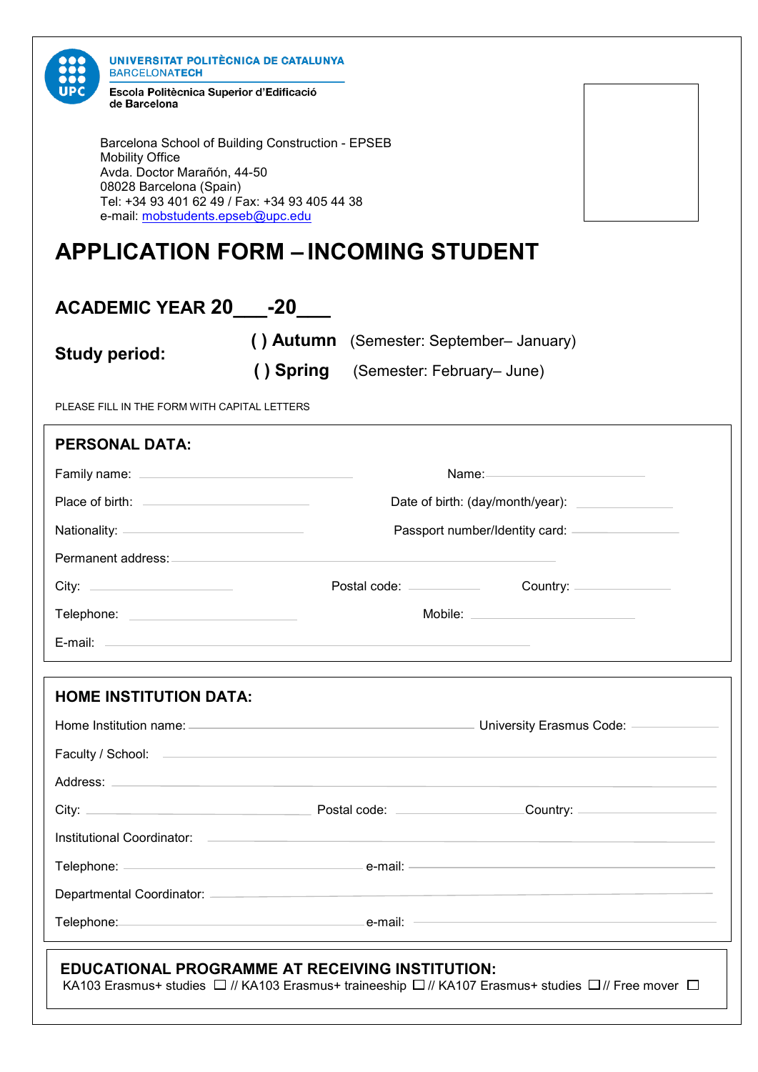UNIVERSITAT POLITÈCNICA DE CATALUNYA
BARCELONATECH

Escola Politècnica Superior d'Edificació de Barcelona

Barcelona School of Building Construction - EPSEB
Mobility Office
Avda. Doctor Marañón, 44-50
08028 Barcelona (Spain)
Tel: +34 93 401 62 49 / Fax: +34 93 405 44 38
e-mail: mobstudents.epseb@upc.edu

# APPLICATION FORM – INCOMING STUDENT

## ACADEMIC YEAR 20\_\_\_-20\_\_\_

**Study period:**

( ) **Autumn** (Semester: September– January)

( ) **Spring** (Semester: February– June)

PLEASE FILL IN THE FORM WITH CAPITAL LETTERS

### PERSONAL DATA:

Family name: \_\_\_\_\_\_\_\_\_\_\_\_\_\_\_\_\_\_ Name: \_\_\_\_\_\_\_\_\_\_\_\_\_\_\_\_\_\_

Place of birth: \_\_\_\_\_\_\_\_\_\_\_\_\_\_\_\_\_\_ Date of birth: (day/month/year): \_\_\_\_\_\_\_\_\_\_\_\_

Nationality: \_\_\_\_\_\_\_\_\_\_\_\_\_\_\_\_\_\_ Passport number/Identity card: \_\_\_\_\_\_\_\_\_\_\_\_

Permanent address: \_\_\_\_\_\_\_\_\_\_\_\_\_\_\_\_\_\_\_\_\_\_\_\_\_\_\_\_\_\_\_\_\_\_\_\_

City: \_\_\_\_\_\_\_\_\_\_\_\_ Postal code: \_\_\_\_\_\_\_\_\_\_\_\_ Country: \_\_\_\_\_\_\_\_\_\_\_\_

Telephone: \_\_\_\_\_\_\_\_\_\_\_\_\_\_\_\_\_\_ Mobile: \_\_\_\_\_\_\_\_\_\_\_\_\_\_\_\_\_\_

E-mail: \_\_\_\_\_\_\_\_\_\_\_\_\_\_\_\_\_\_\_\_\_\_\_\_\_\_\_\_\_\_\_\_\_\_\_\_

### HOME INSTITUTION DATA:

Home Institution name: \_\_\_\_\_\_\_\_\_\_\_\_\_\_\_\_\_\_\_\_\_\_\_\_ University Erasmus Code: \_\_\_\_\_\_\_\_\_\_\_\_

Faculty / School: \_\_\_\_\_\_\_\_\_\_\_\_\_\_\_\_\_\_\_\_\_\_\_\_\_\_\_\_\_\_\_\_\_\_\_\_

Address: \_\_\_\_\_\_\_\_\_\_\_\_\_\_\_\_\_\_\_\_\_\_\_\_\_\_\_\_\_\_\_\_\_\_\_\_

City: \_\_\_\_\_\_\_\_\_\_\_\_ Postal code: \_\_\_\_\_\_\_\_\_\_\_\_ Country: \_\_\_\_\_\_\_\_\_\_\_\_

Institutional Coordinator: \_\_\_\_\_\_\_\_\_\_\_\_\_\_\_\_\_\_\_\_\_\_\_\_\_\_\_\_\_\_\_\_\_\_\_\_

Telephone: \_\_\_\_\_\_\_\_\_\_\_\_\_\_\_\_\_\_ e-mail: \_\_\_\_\_\_\_\_\_\_\_\_\_\_\_\_\_\_

Departmental Coordinator: \_\_\_\_\_\_\_\_\_\_\_\_\_\_\_\_\_\_\_\_\_\_\_\_\_\_\_\_\_\_\_\_\_\_\_\_

Telephone: \_\_\_\_\_\_\_\_\_\_\_\_\_\_\_\_\_\_ e-mail: \_\_\_\_\_\_\_\_\_\_\_\_\_\_\_\_\_\_

### EDUCATIONAL PROGRAMME AT RECEIVING INSTITUTION:

KA103 Erasmus+ studies ☐ // KA103 Erasmus+ traineeship ☐ // KA107 Erasmus+ studies ☐ // Free mover ☐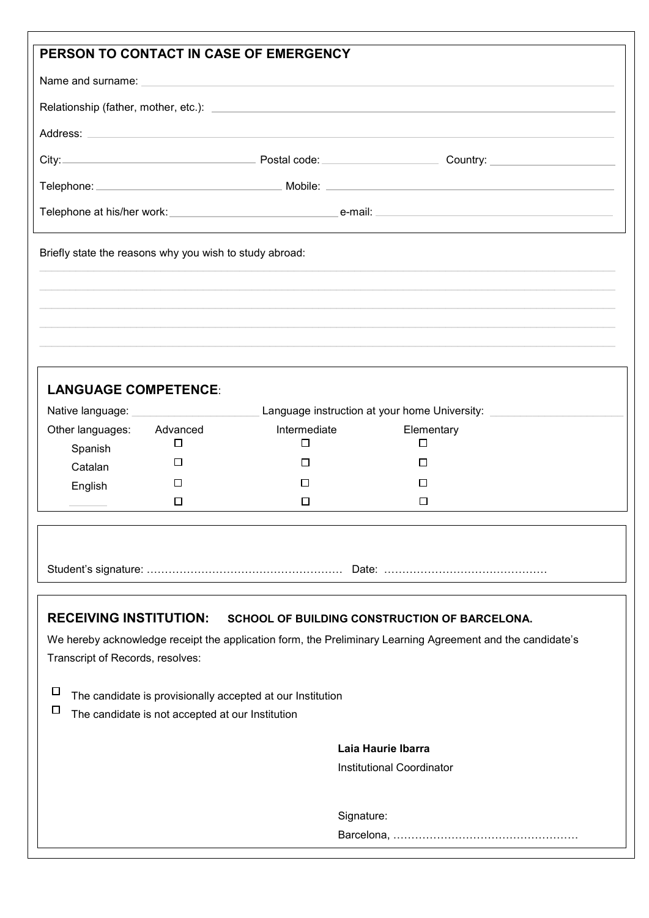## PERSON TO CONTACT IN CASE OF EMERGENCY

Name and surname: ______________________________________________

Relationship (father, mother, etc.): ______________________________________________

Address: ______________________________________________

City: ____________________ Postal code: ____________________ Country: ____________________

Telephone: ____________________ Mobile: ____________________

Telephone at his/her work: ____________________ e-mail: ____________________

Briefly state the reasons why you wish to study abroad:

______________________________________________

______________________________________________

______________________________________________

______________________________________________

______________________________________________

## LANGUAGE COMPETENCE:

Native language: ____________________ Language instruction at your home University: ____________________

| Other languages: | Advanced | Intermediate | Elementary |
|---|---|---|---|
| Spanish | ☐ | ☐ | ☐ |
| Catalan | ☐ | ☐ | ☐ |
| English | ☐ | ☐ | ☐ |
| ______ | ☐ | ☐ | ☐ |

Student's signature: ……………………………………………… Date: ………………………………………

## RECEIVING INSTITUTION: SCHOOL OF BUILDING CONSTRUCTION OF BARCELONA.

We hereby acknowledge receipt the application form, the Preliminary Learning Agreement and the candidate's Transcript of Records, resolves:

- ☐ The candidate is provisionally accepted at our Institution
- ☐ The candidate is not accepted at our Institution

**Laia Haurie Ibarra**
Institutional Coordinator

Signature:
Barcelona, ……………………………………………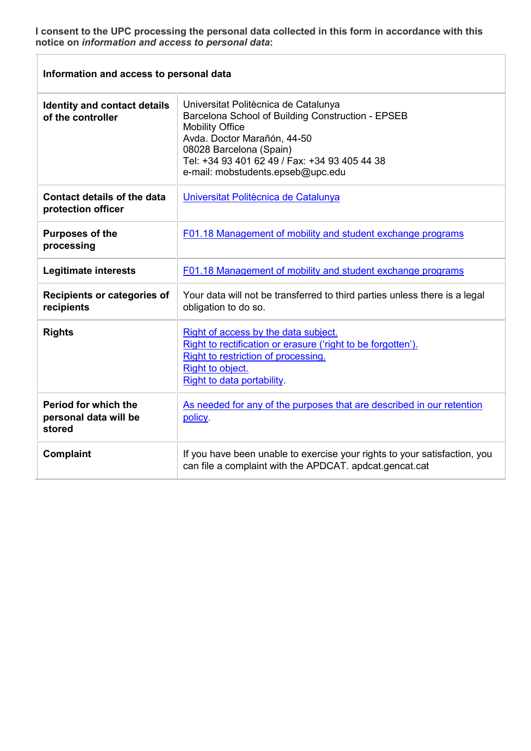**I consent to the UPC processing the personal data collected in this form in accordance with this notice on *information and access to personal data*:**

| **Information and access to personal data** | |
|---|---|
| **Identity and contact details of the controller** | Universitat Politècnica de Catalunya<br>Barcelona School of Building Construction - EPSEB<br>Mobility Office<br>Avda. Doctor Marañón, 44-50<br>08028 Barcelona (Spain)<br>Tel: +34 93 401 62 49 / Fax: +34 93 405 44 38<br>e-mail: mobstudents.epseb@upc.edu |
| **Contact details of the data protection officer** | Universitat Politècnica de Catalunya |
| **Purposes of the processing** | F01.18 Management of mobility and student exchange programs |
| **Legitimate interests** | F01.18 Management of mobility and student exchange programs |
| **Recipients or categories of recipients** | Your data will not be transferred to third parties unless there is a legal obligation to do so. |
| **Rights** | Right of access by the data subject.<br>Right to rectification or erasure ('right to be forgotten').<br>Right to restriction of processing.<br>Right to object.<br>Right to data portability. |
| **Period for which the personal data will be stored** | As needed for any of the purposes that are described in our retention policy. |
| **Complaint** | If you have been unable to exercise your rights to your satisfaction, you can file a complaint with the APDCAT. apdcat.gencat.cat |